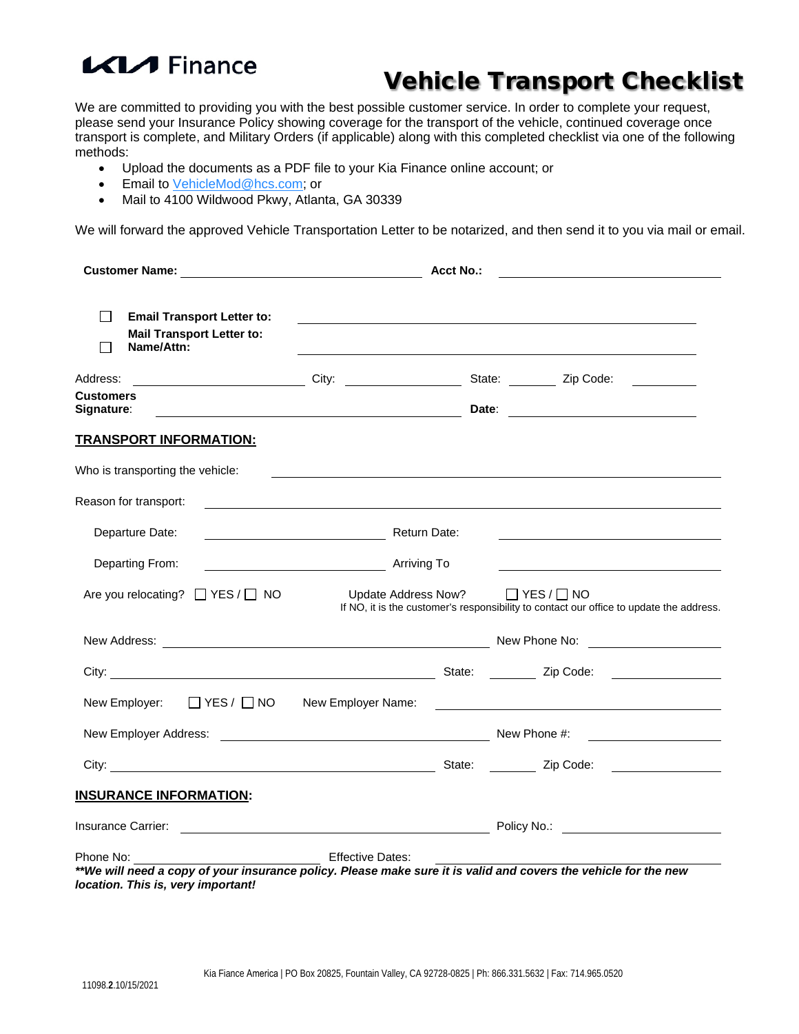KIA Finance

# Vehicle Transport Checklist

We are committed to providing you with the best possible customer service. In order to complete your request, please send your Insurance Policy showing coverage for the transport of the vehicle, continued coverage once transport is complete, and Military Orders (if applicable) along with this completed checklist via one of the following methods:

- Upload the documents as a PDF file to your Kia Finance online account; or
- Email to VehicleMod@hcs.com; or
- Mail to 4100 Wildwood Pkwy, Atlanta, GA 30339

We will forward the approved Vehicle Transportation Letter to be notarized, and then send it to you via mail or email.

**Customer Name:** ____________________ **Acct No.:** ____________________

☐ **Email Transport Letter to:** ____________________

☐ **Mail Transport Letter to: Name/Attn:** ____________________

Address: ____________________ City: ____________________ State: ________ Zip Code: ________

**Customers Signature**: ____________________ **Date**: ____________________

## TRANSPORT INFORMATION:

Who is transporting the vehicle: ____________________

Reason for transport: ____________________

Departure Date: ____________________ Return Date: ____________________

Departing From: ____________________ Arriving To ____________________

Are you relocating? ☐ YES / ☐ NO    Update Address Now? ☐ YES / ☐ NO
If NO, it is the customer's responsibility to contact our office to update the address.

New Address: ____________________ New Phone No: ____________________

City: ____________________ State: ________ Zip Code: ________

New Employer: ☐ YES / ☐ NO    New Employer Name: ____________________

New Employer Address: ____________________ New Phone #: ____________________

City: ____________________ State: ________ Zip Code: ________

## INSURANCE INFORMATION:

Insurance Carrier: ____________________ Policy No.: ____________________

Phone No: ____________________ Effective Dates: ____________________

***\*\*We will need a copy of your insurance policy. Please make sure it is valid and covers the vehicle for the new location. This is, very important!***

Kia Fiance America | PO Box 20825, Fountain Valley, CA 92728-0825 | Ph: 866.331.5632 | Fax: 714.965.0520

11098.**2**.10/15/2021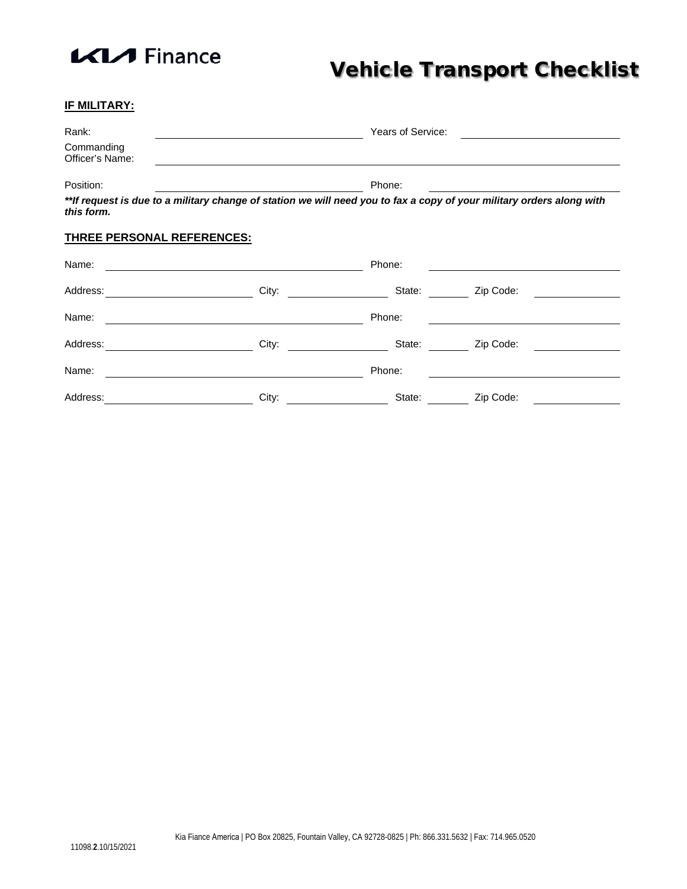Kia Finance

# Vehicle Transport Checklist

**IF MILITARY:**

Rank: ______________________ Years of Service: ______________________

Commanding Officer's Name: ______________________

Position: ______________________ Phone: ______________________

***If request is due to a military change of station we will need you to fax a copy of your military orders along with this form.**

**THREE PERSONAL REFERENCES:**

Name: ______________________ Phone: ______________________

Address: ______________ City: ______________ State: ________ Zip Code: ______________

Name: ______________________ Phone: ______________________

Address: ______________ City: ______________ State: ________ Zip Code: ______________

Name: ______________________ Phone: ______________________

Address: ______________ City: ______________ State: ________ Zip Code: ______________

Kia Fiance America | PO Box 20825, Fountain Valley, CA 92728-0825 | Ph: 866.331.5632 | Fax: 714.965.0520

11098.**2**.10/15/2021